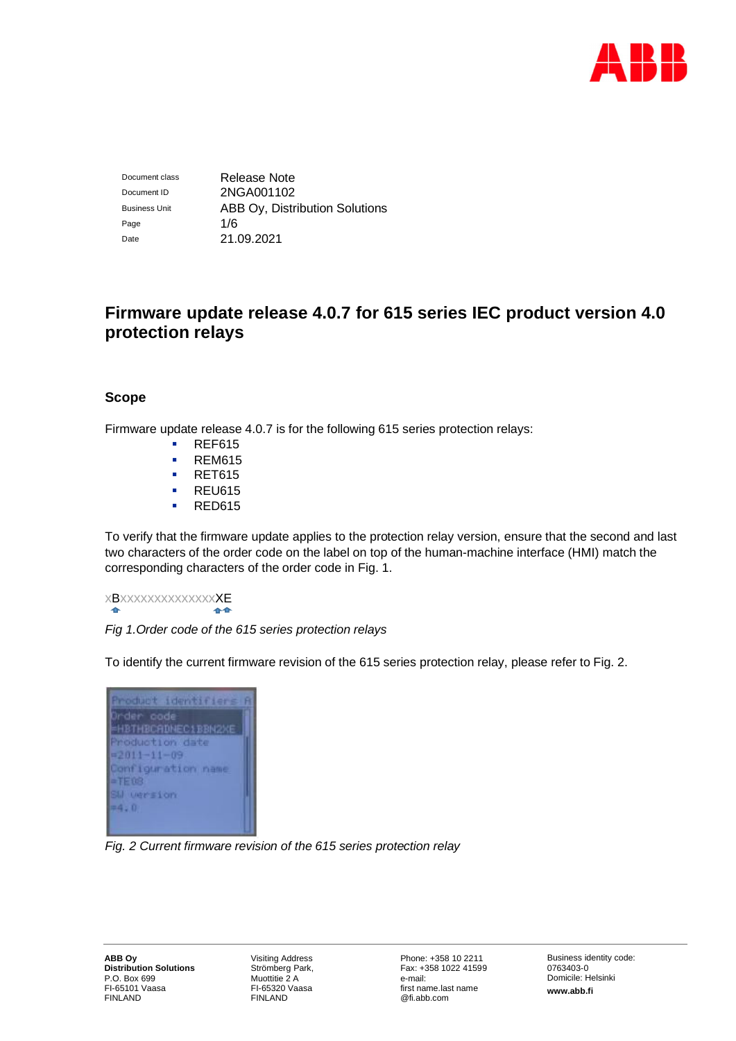| | |
|---|---|
| Document class | Release Note |
| Document ID | 2NGA001102 |
| Business Unit | ABB Oy, Distribution Solutions |
| Page | 1/6 |
| Date | 21.09.2021 |

# Firmware update release 4.0.7 for 615 series IEC product version 4.0 protection relays

## Scope

Firmware update release 4.0.7 is for the following 615 series protection relays:

- REF615
- REM615
- RET615
- REU615
- RED615

To verify that the firmware update applies to the protection relay version, ensure that the second and last two characters of the order code on the label on top of the human-machine interface (HMI) match the corresponding characters of the order code in Fig. 1.

xBxxxxxxxxxxxxxxXE

*Fig 1.Order code of the 615 series protection relays*

To identify the current firmware revision of the 615 series protection relay, please refer to Fig. 2.

*Fig. 2 Current firmware revision of the 615 series protection relay*

**ABB Oy**
**Distribution Solutions**
P.O. Box 699
FI-65101 Vaasa
FINLAND

Visiting Address
Strömberg Park,
Muottitie 2 A
FI-65320 Vaasa
FINLAND

Phone: +358 10 2211
Fax: +358 1022 41599
e-mail:
first name.last name
@fi.abb.com

Business identity code:
0763403-0
Domicile: Helsinki
**www.abb.fi**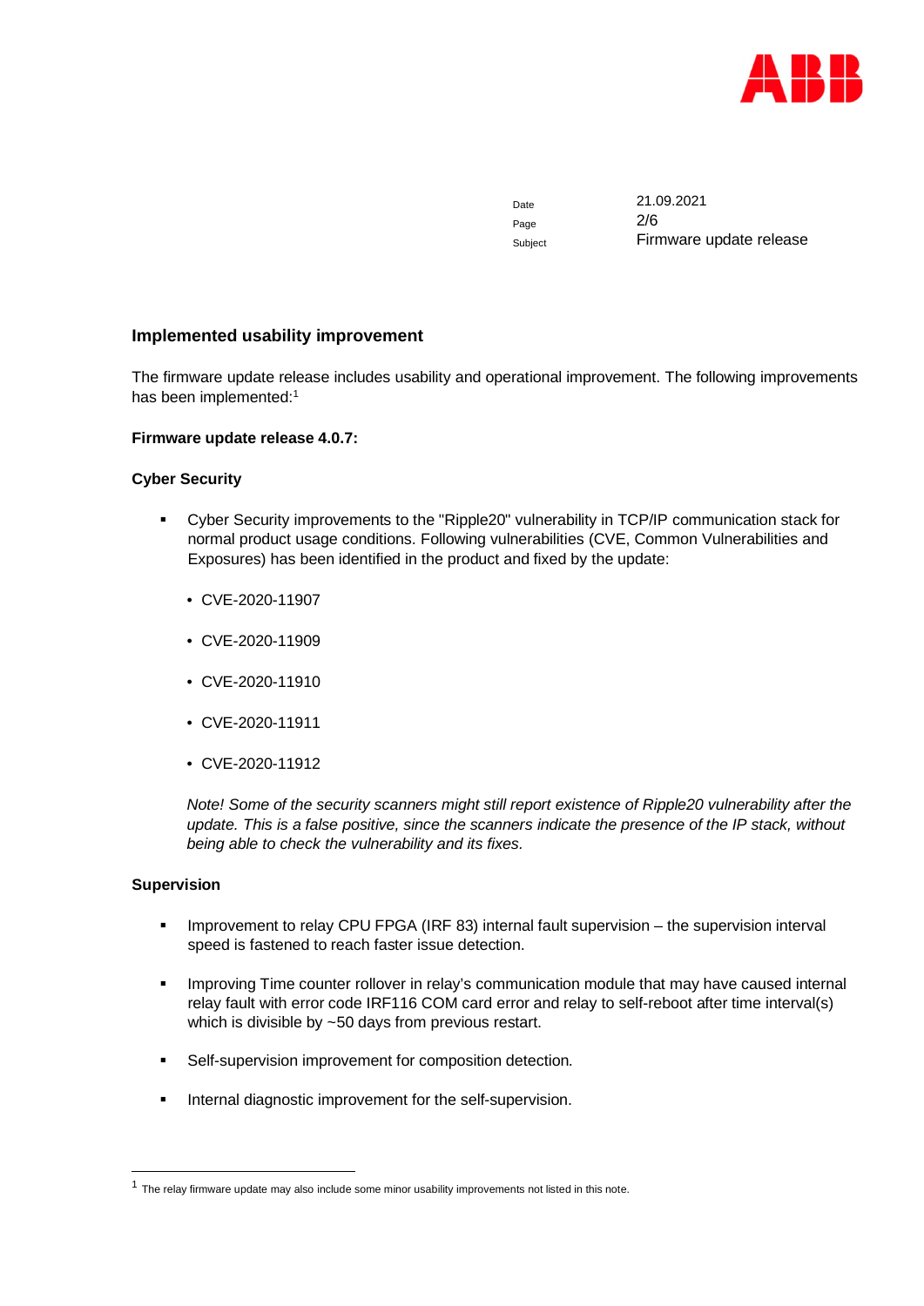| Date | 21.09.2021 |
|---|---|
| Page | 2/6 |
| Subject | Firmware update release |

## Implemented usability improvement

The firmware update release includes usability and operational improvement. The following improvements has been implemented:[1]

**Firmware update release 4.0.7:**

**Cyber Security**

- Cyber Security improvements to the "Ripple20" vulnerability in TCP/IP communication stack for normal product usage conditions. Following vulnerabilities (CVE, Common Vulnerabilities and Exposures) has been identified in the product and fixed by the update:
  - CVE-2020-11907
  - CVE-2020-11909
  - CVE-2020-11910
  - CVE-2020-11911
  - CVE-2020-11912

  *Note! Some of the security scanners might still report existence of Ripple20 vulnerability after the update. This is a false positive, since the scanners indicate the presence of the IP stack, without being able to check the vulnerability and its fixes.*

**Supervision**

- Improvement to relay CPU FPGA (IRF 83) internal fault supervision – the supervision interval speed is fastened to reach faster issue detection.
- Improving Time counter rollover in relay's communication module that may have caused internal relay fault with error code IRF116 COM card error and relay to self-reboot after time interval(s) which is divisible by ~50 days from previous restart.
- Self-supervision improvement for composition detection.
- Internal diagnostic improvement for the self-supervision.

---

[1] The relay firmware update may also include some minor usability improvements not listed in this note.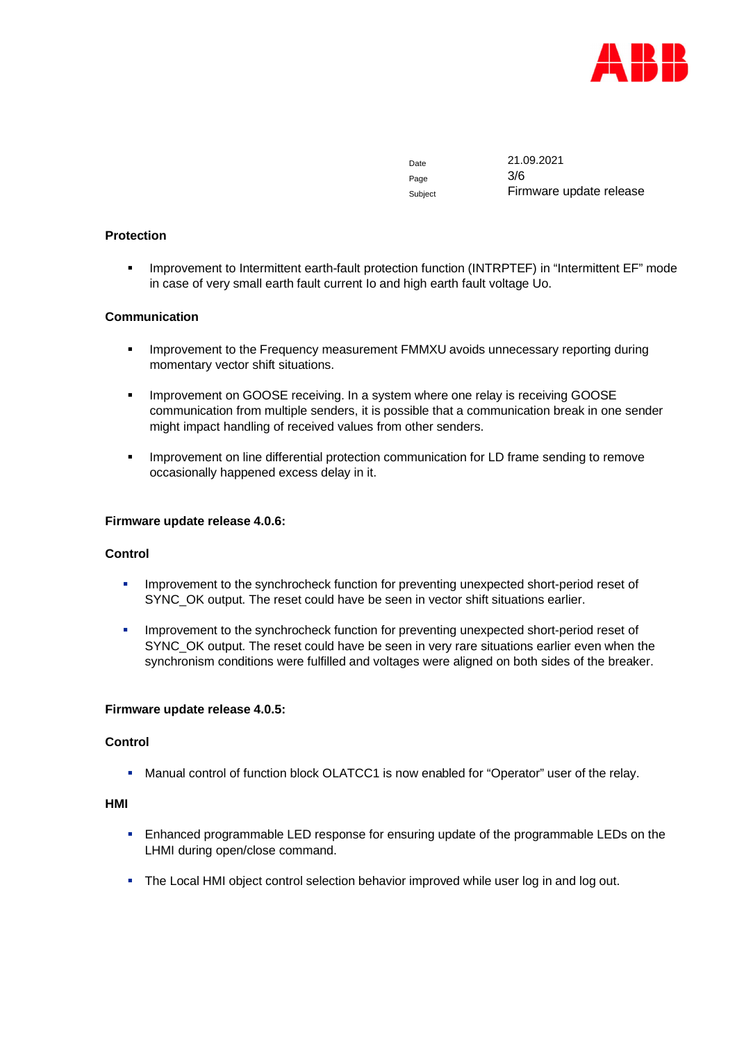**Protection**

- Improvement to Intermittent earth-fault protection function (INTRPTEF) in “Intermittent EF” mode in case of very small earth fault current Io and high earth fault voltage Uo.

**Communication**

- Improvement to the Frequency measurement FMMXU avoids unnecessary reporting during momentary vector shift situations.

- Improvement on GOOSE receiving. In a system where one relay is receiving GOOSE communication from multiple senders, it is possible that a communication break in one sender might impact handling of received values from other senders.

- Improvement on line differential protection communication for LD frame sending to remove occasionally happened excess delay in it.

**Firmware update release 4.0.6:**

**Control**

- Improvement to the synchrocheck function for preventing unexpected short-period reset of SYNC_OK output. The reset could have be seen in vector shift situations earlier.

- Improvement to the synchrocheck function for preventing unexpected short-period reset of SYNC_OK output. The reset could have be seen in very rare situations earlier even when the synchronism conditions were fulfilled and voltages were aligned on both sides of the breaker.

**Firmware update release 4.0.5:**

**Control**

- Manual control of function block OLATCC1 is now enabled for “Operator” user of the relay.

**HMI**

- Enhanced programmable LED response for ensuring update of the programmable LEDs on the LHMI during open/close command.

- The Local HMI object control selection behavior improved while user log in and log out.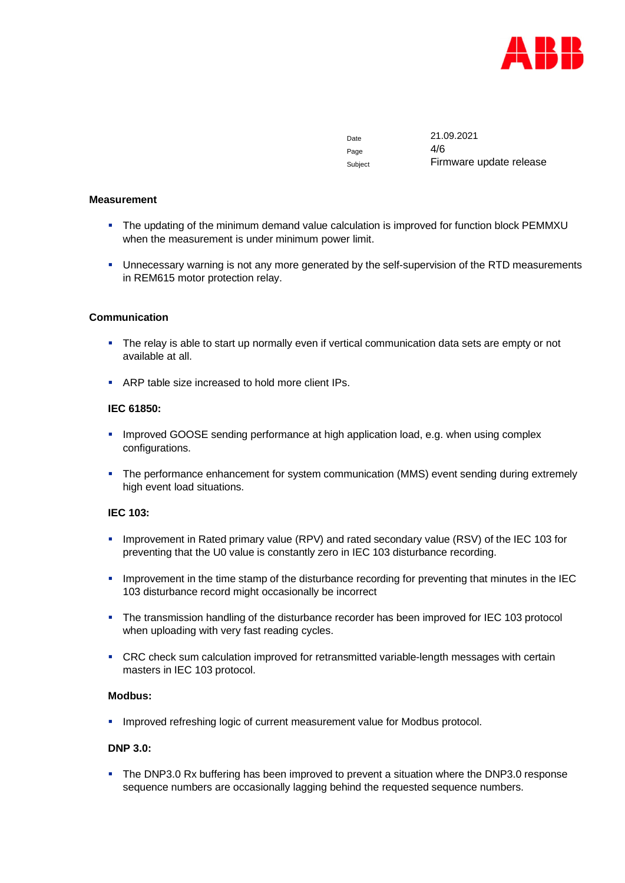## Measurement

- The updating of the minimum demand value calculation is improved for function block PEMMXU when the measurement is under minimum power limit.
- Unnecessary warning is not any more generated by the self-supervision of the RTD measurements in REM615 motor protection relay.

## Communication

- The relay is able to start up normally even if vertical communication data sets are empty or not available at all.
- ARP table size increased to hold more client IPs.

### IEC 61850:

- Improved GOOSE sending performance at high application load, e.g. when using complex configurations.
- The performance enhancement for system communication (MMS) event sending during extremely high event load situations.

### IEC 103:

- Improvement in Rated primary value (RPV) and rated secondary value (RSV) of the IEC 103 for preventing that the U0 value is constantly zero in IEC 103 disturbance recording.
- Improvement in the time stamp of the disturbance recording for preventing that minutes in the IEC 103 disturbance record might occasionally be incorrect
- The transmission handling of the disturbance recorder has been improved for IEC 103 protocol when uploading with very fast reading cycles.
- CRC check sum calculation improved for retransmitted variable-length messages with certain masters in IEC 103 protocol.

### Modbus:

- Improved refreshing logic of current measurement value for Modbus protocol.

### DNP 3.0:

- The DNP3.0 Rx buffering has been improved to prevent a situation where the DNP3.0 response sequence numbers are occasionally lagging behind the requested sequence numbers.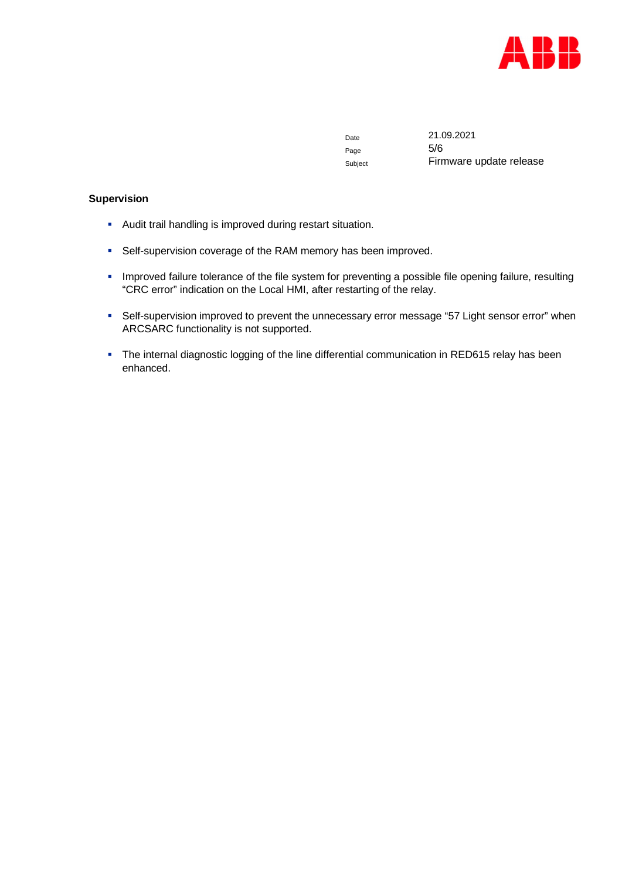## Supervision

- Audit trail handling is improved during restart situation.
- Self-supervision coverage of the RAM memory has been improved.
- Improved failure tolerance of the file system for preventing a possible file opening failure, resulting “CRC error” indication on the Local HMI, after restarting of the relay.
- Self-supervision improved to prevent the unnecessary error message “57 Light sensor error” when ARCSARC functionality is not supported.
- The internal diagnostic logging of the line differential communication in RED615 relay has been enhanced.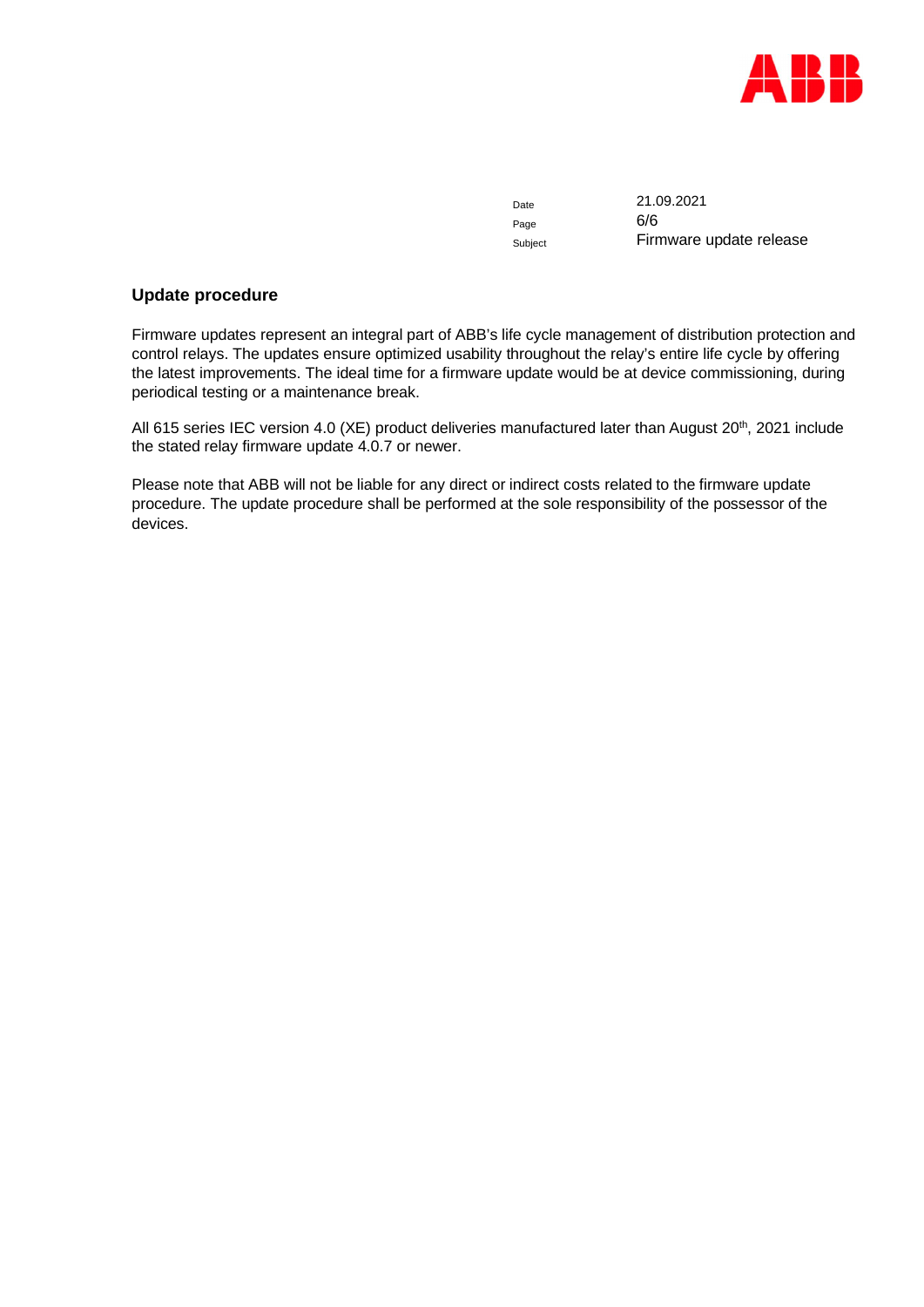## Update procedure

Firmware updates represent an integral part of ABB's life cycle management of distribution protection and control relays. The updates ensure optimized usability throughout the relay's entire life cycle by offering the latest improvements. The ideal time for a firmware update would be at device commissioning, during periodical testing or a maintenance break.

All 615 series IEC version 4.0 (XE) product deliveries manufactured later than August 20th, 2021 include the stated relay firmware update 4.0.7 or newer.

Please note that ABB will not be liable for any direct or indirect costs related to the firmware update procedure. The update procedure shall be performed at the sole responsibility of the possessor of the devices.